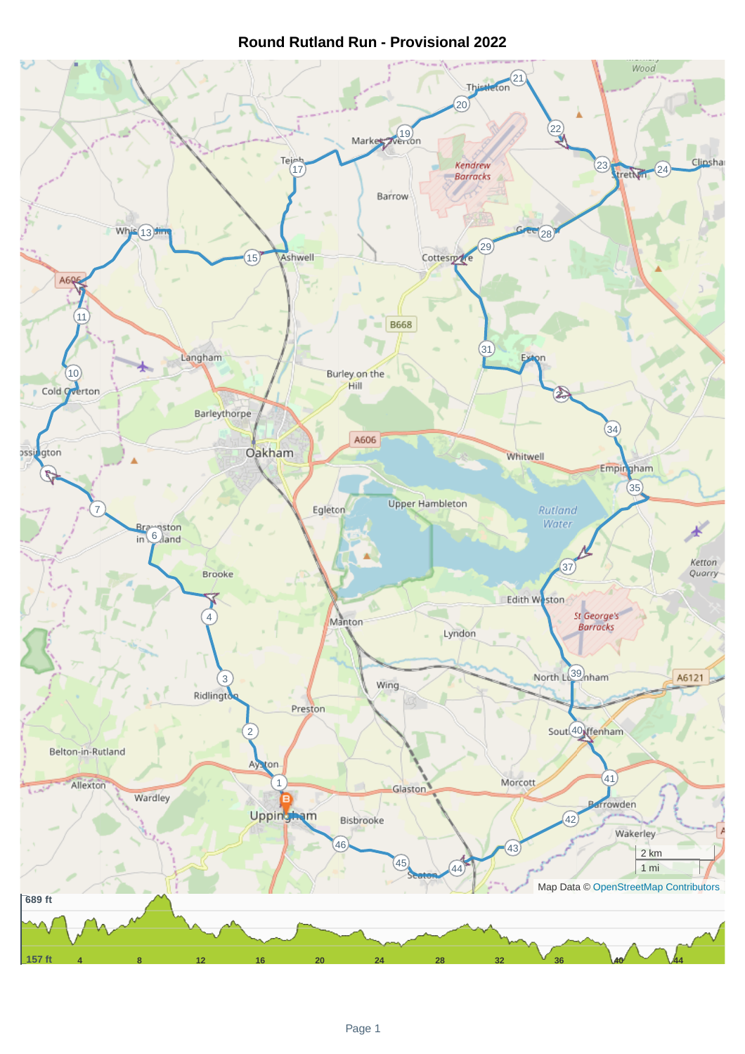# Round Rutland Run - Provisional 2022

Map Data © OpenStreetMap Contributors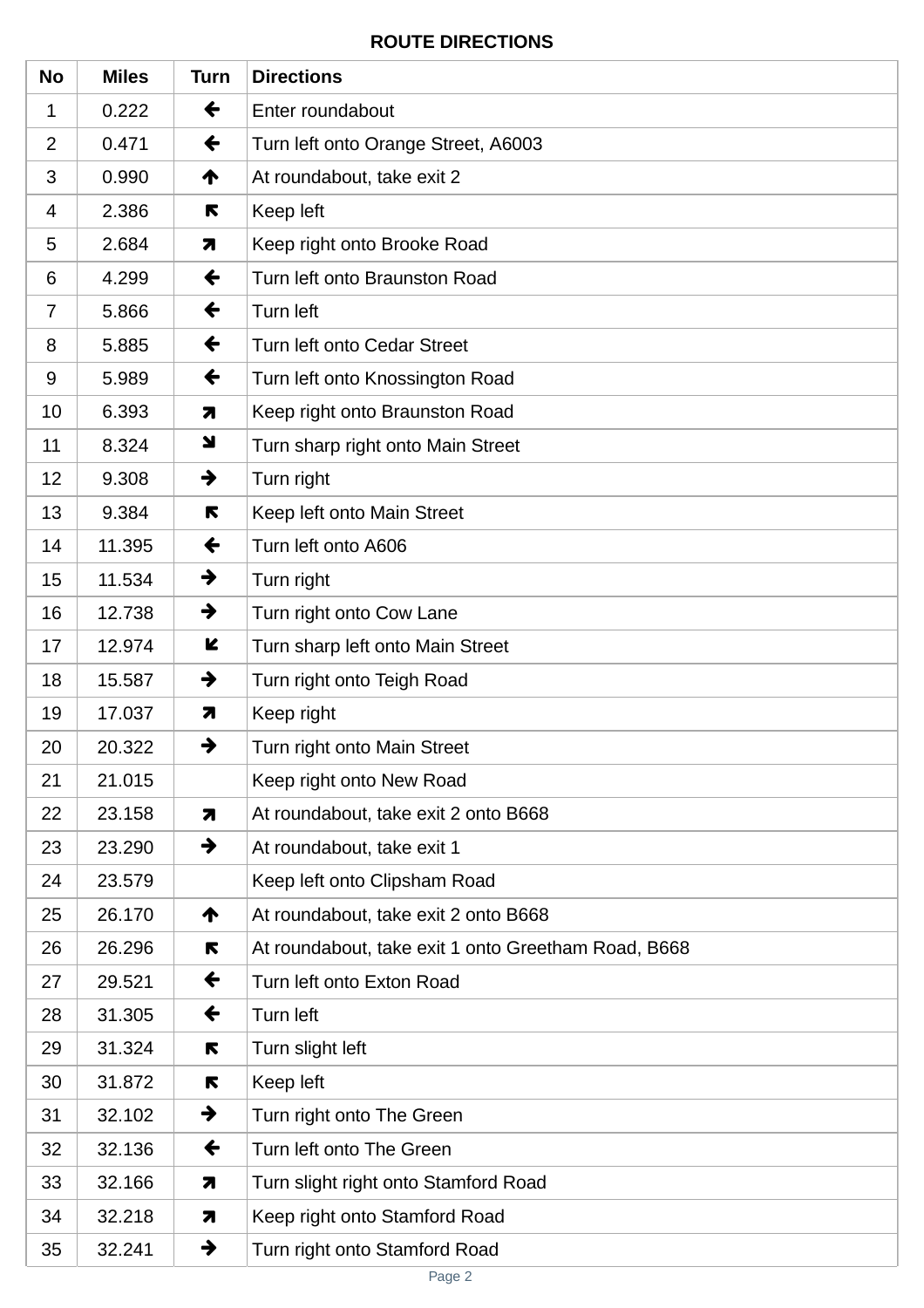## ROUTE DIRECTIONS

| No | Miles | Turn | Directions |
|---|---|---|---|
| 1 | 0.222 | ← | Enter roundabout |
| 2 | 0.471 | ← | Turn left onto Orange Street, A6003 |
| 3 | 0.990 | ↑ | At roundabout, take exit 2 |
| 4 | 2.386 | ↖ | Keep left |
| 5 | 2.684 | ↗ | Keep right onto Brooke Road |
| 6 | 4.299 | ← | Turn left onto Braunston Road |
| 7 | 5.866 | ← | Turn left |
| 8 | 5.885 | ← | Turn left onto Cedar Street |
| 9 | 5.989 | ← | Turn left onto Knossington Road |
| 10 | 6.393 | ↗ | Keep right onto Braunston Road |
| 11 | 8.324 | ↘ | Turn sharp right onto Main Street |
| 12 | 9.308 | → | Turn right |
| 13 | 9.384 | ↖ | Keep left onto Main Street |
| 14 | 11.395 | ← | Turn left onto A606 |
| 15 | 11.534 | → | Turn right |
| 16 | 12.738 | → | Turn right onto Cow Lane |
| 17 | 12.974 | ↙ | Turn sharp left onto Main Street |
| 18 | 15.587 | → | Turn right onto Teigh Road |
| 19 | 17.037 | ↗ | Keep right |
| 20 | 20.322 | → | Turn right onto Main Street |
| 21 | 21.015 | | Keep right onto New Road |
| 22 | 23.158 | ↗ | At roundabout, take exit 2 onto B668 |
| 23 | 23.290 | → | At roundabout, take exit 1 |
| 24 | 23.579 | | Keep left onto Clipsham Road |
| 25 | 26.170 | ↑ | At roundabout, take exit 2 onto B668 |
| 26 | 26.296 | ↖ | At roundabout, take exit 1 onto Greetham Road, B668 |
| 27 | 29.521 | ← | Turn left onto Exton Road |
| 28 | 31.305 | ← | Turn left |
| 29 | 31.324 | ↖ | Turn slight left |
| 30 | 31.872 | ↖ | Keep left |
| 31 | 32.102 | → | Turn right onto The Green |
| 32 | 32.136 | ← | Turn left onto The Green |
| 33 | 32.166 | ↗ | Turn slight right onto Stamford Road |
| 34 | 32.218 | ↗ | Keep right onto Stamford Road |
| 35 | 32.241 | → | Turn right onto Stamford Road |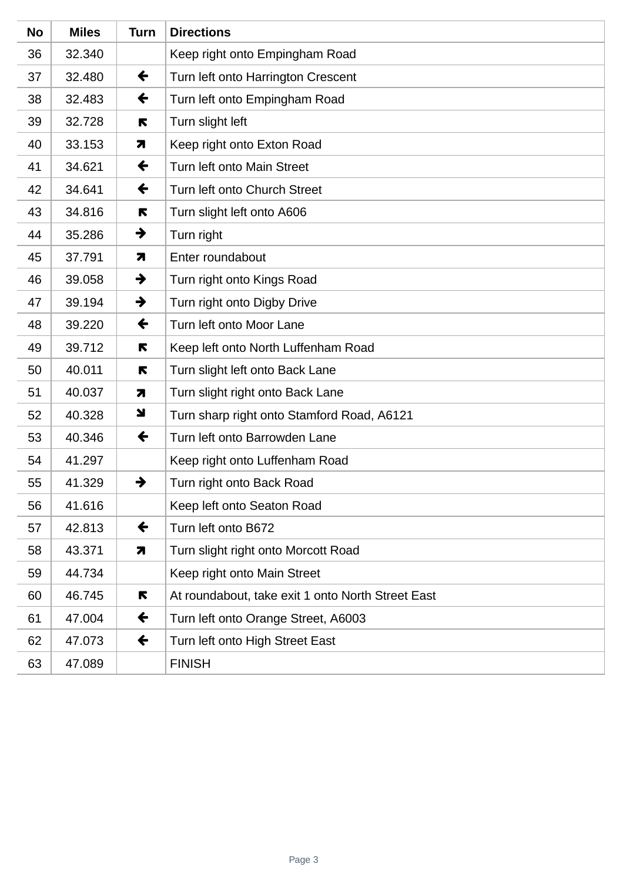| No | Miles | Turn | Directions |
|---|---|---|---|
| 36 | 32.340 | | Keep right onto Empingham Road |
| 37 | 32.480 | ← | Turn left onto Harrington Crescent |
| 38 | 32.483 | ← | Turn left onto Empingham Road |
| 39 | 32.728 | ↖ | Turn slight left |
| 40 | 33.153 | ↗ | Keep right onto Exton Road |
| 41 | 34.621 | ← | Turn left onto Main Street |
| 42 | 34.641 | ← | Turn left onto Church Street |
| 43 | 34.816 | ↖ | Turn slight left onto A606 |
| 44 | 35.286 | → | Turn right |
| 45 | 37.791 | ↗ | Enter roundabout |
| 46 | 39.058 | → | Turn right onto Kings Road |
| 47 | 39.194 | → | Turn right onto Digby Drive |
| 48 | 39.220 | ← | Turn left onto Moor Lane |
| 49 | 39.712 | ↖ | Keep left onto North Luffenham Road |
| 50 | 40.011 | ↖ | Turn slight left onto Back Lane |
| 51 | 40.037 | ↗ | Turn slight right onto Back Lane |
| 52 | 40.328 | ↘ | Turn sharp right onto Stamford Road, A6121 |
| 53 | 40.346 | ← | Turn left onto Barrowden Lane |
| 54 | 41.297 | | Keep right onto Luffenham Road |
| 55 | 41.329 | → | Turn right onto Back Road |
| 56 | 41.616 | | Keep left onto Seaton Road |
| 57 | 42.813 | ← | Turn left onto B672 |
| 58 | 43.371 | ↗ | Turn slight right onto Morcott Road |
| 59 | 44.734 | | Keep right onto Main Street |
| 60 | 46.745 | ↖ | At roundabout, take exit 1 onto North Street East |
| 61 | 47.004 | ← | Turn left onto Orange Street, A6003 |
| 62 | 47.073 | ← | Turn left onto High Street East |
| 63 | 47.089 | | FINISH |